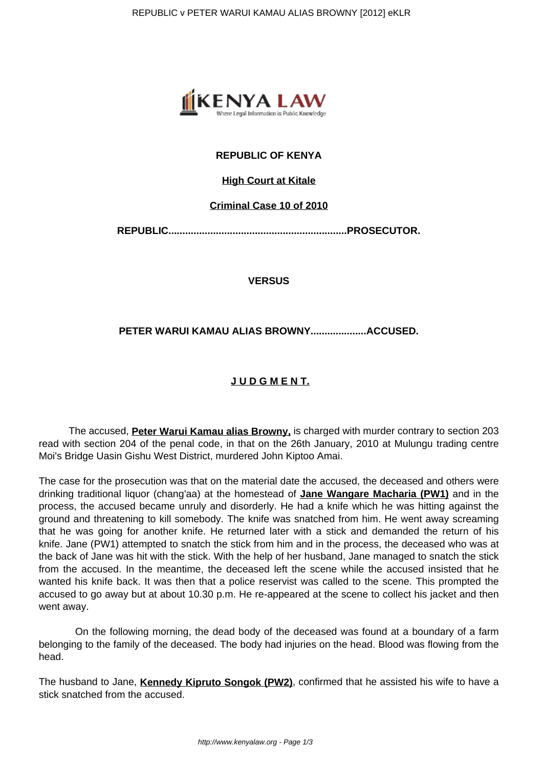**REPUBLIC OF KENYA**

**High Court at Kitale**

**Criminal Case 10 of 2010**

**REPUBLIC...............................................................PROSECUTOR.**

**VERSUS**

**PETER WARUI KAMAU ALIAS BROWNY...................ACCUSED.**

## J U D G M E N T.

The accused, **Peter Warui Kamau alias Browny,** is charged with murder contrary to section 203 read with section 204 of the penal code, in that on the 26th January, 2010 at Mulungu trading centre Moi's Bridge Uasin Gishu West District, murdered John Kiptoo Amai.

The case for the prosecution was that on the material date the accused, the deceased and others were drinking traditional liquor (chang'aa) at the homestead of **Jane Wangare Macharia (PW1)** and in the process, the accused became unruly and disorderly. He had a knife which he was hitting against the ground and threatening to kill somebody. The knife was snatched from him. He went away screaming that he was going for another knife. He returned later with a stick and demanded the return of his knife. Jane (PW1) attempted to snatch the stick from him and in the process, the deceased who was at the back of Jane was hit with the stick. With the help of her husband, Jane managed to snatch the stick from the accused. In the meantime, the deceased left the scene while the accused insisted that he wanted his knife back. It was then that a police reservist was called to the scene. This prompted the accused to go away but at about 10.30 p.m. He re-appeared at the scene to collect his jacket and then went away.

On the following morning, the dead body of the deceased was found at a boundary of a farm belonging to the family of the deceased. The body had injuries on the head. Blood was flowing from the head.

The husband to Jane, **Kennedy Kipruto Songok (PW2)**, confirmed that he assisted his wife to have a stick snatched from the accused.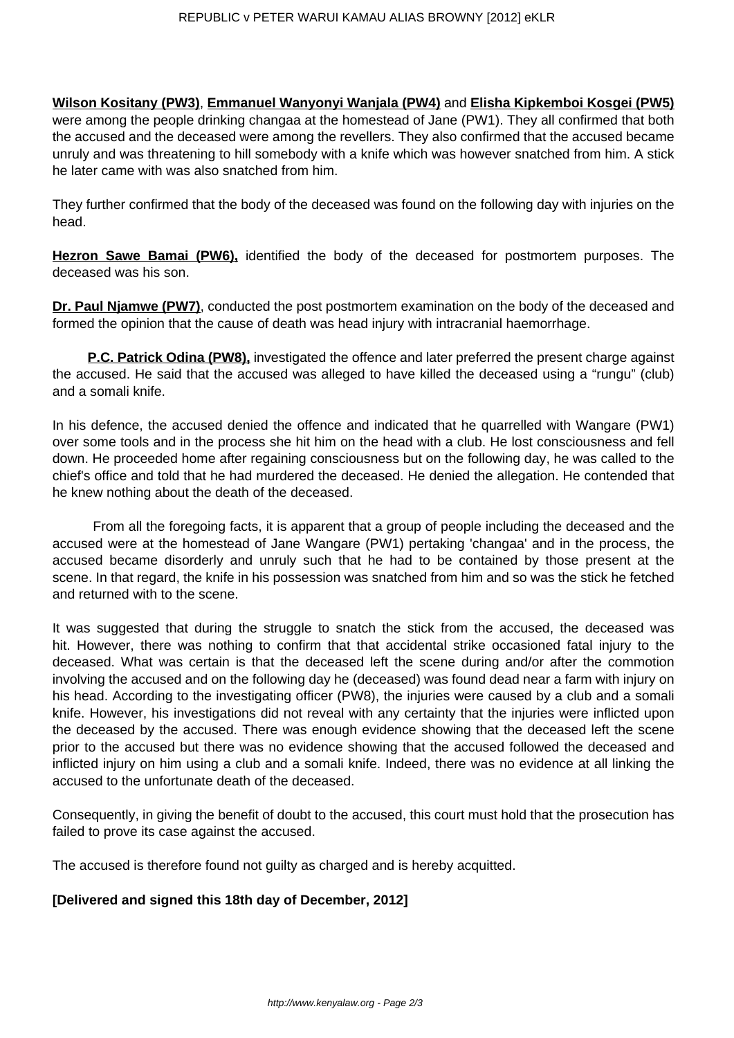**Wilson Kositany (PW3)**, **Emmanuel Wanyonyi Wanjala (PW4)** and **Elisha Kipkemboi Kosgei (PW5)** were among the people drinking changaa at the homestead of Jane (PW1). They all confirmed that both the accused and the deceased were among the revellers. They also confirmed that the accused became unruly and was threatening to hill somebody with a knife which was however snatched from him. A stick he later came with was also snatched from him.

They further confirmed that the body of the deceased was found on the following day with injuries on the head.

**Hezron Sawe Bamai (PW6),** identified the body of the deceased for postmortem purposes. The deceased was his son.

**Dr. Paul Njamwe (PW7)**, conducted the post postmortem examination on the body of the deceased and formed the opinion that the cause of death was head injury with intracranial haemorrhage.

**P.C. Patrick Odina (PW8),** investigated the offence and later preferred the present charge against the accused. He said that the accused was alleged to have killed the deceased using a "rungu" (club) and a somali knife.

In his defence, the accused denied the offence and indicated that he quarrelled with Wangare (PW1) over some tools and in the process she hit him on the head with a club. He lost consciousness and fell down. He proceeded home after regaining consciousness but on the following day, he was called to the chief's office and told that he had murdered the deceased. He denied the allegation. He contended that he knew nothing about the death of the deceased.

From all the foregoing facts, it is apparent that a group of people including the deceased and the accused were at the homestead of Jane Wangare (PW1) pertaking 'changaa' and in the process, the accused became disorderly and unruly such that he had to be contained by those present at the scene. In that regard, the knife in his possession was snatched from him and so was the stick he fetched and returned with to the scene.

It was suggested that during the struggle to snatch the stick from the accused, the deceased was hit. However, there was nothing to confirm that that accidental strike occasioned fatal injury to the deceased. What was certain is that the deceased left the scene during and/or after the commotion involving the accused and on the following day he (deceased) was found dead near a farm with injury on his head. According to the investigating officer (PW8), the injuries were caused by a club and a somali knife. However, his investigations did not reveal with any certainty that the injuries were inflicted upon the deceased by the accused. There was enough evidence showing that the deceased left the scene prior to the accused but there was no evidence showing that the accused followed the deceased and inflicted injury on him using a club and a somali knife. Indeed, there was no evidence at all linking the accused to the unfortunate death of the deceased.

Consequently, in giving the benefit of doubt to the accused, this court must hold that the prosecution has failed to prove its case against the accused.

The accused is therefore found not guilty as charged and is hereby acquitted.

**[Delivered and signed this 18th day of December, 2012]**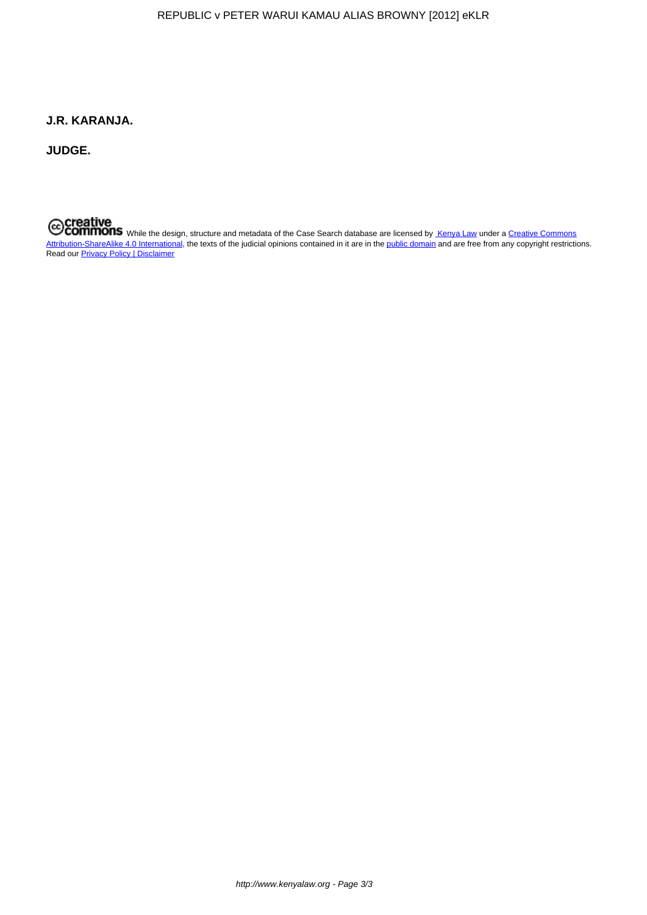**J.R. KARANJA.**

**JUDGE.**

While the design, structure and metadata of the Case Search database are licensed by Kenya Law under a Creative Commons Attribution-ShareAlike 4.0 International, the texts of the judicial opinions contained in it are in the public domain and are free from any copyright restrictions. Read our Privacy Policy | Disclaimer